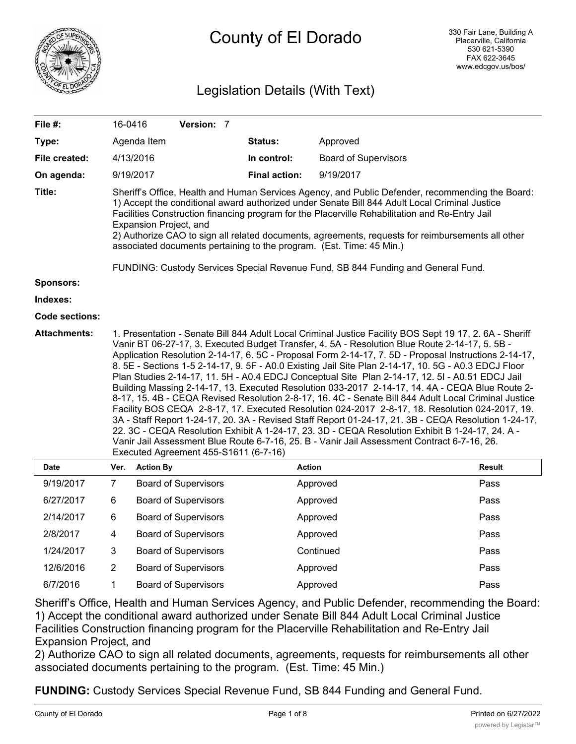# County of El Dorado

330 Fair Lane, Building A
Placerville, California
530 621-5390
FAX 622-3645
www.edcgov.us/bos/

## Legislation Details (With Text)

| | | | |
|---|---|---|---|
| **File #:** | 16-0416 **Version:** 7 | | |
| **Type:** | Agenda Item | **Status:** | Approved |
| **File created:** | 4/13/2016 | **In control:** | Board of Supervisors |
| **On agenda:** | 9/19/2017 | **Final action:** | 9/19/2017 |

**Title:** Sheriff's Office, Health and Human Services Agency, and Public Defender, recommending the Board: 1) Accept the conditional award authorized under Senate Bill 844 Adult Local Criminal Justice Facilities Construction financing program for the Placerville Rehabilitation and Re-Entry Jail Expansion Project, and
2) Authorize CAO to sign all related documents, agreements, requests for reimbursements all other associated documents pertaining to the program. (Est. Time: 45 Min.)

FUNDING: Custody Services Special Revenue Fund, SB 844 Funding and General Fund.

**Sponsors:**

**Indexes:**

**Code sections:**

**Attachments:** 1. Presentation - Senate Bill 844 Adult Local Criminal Justice Facility BOS Sept 19 17, 2. 6A - Sheriff Vanir BT 06-27-17, 3. Executed Budget Transfer, 4. 5A - Resolution Blue Route 2-14-17, 5. 5B - Application Resolution 2-14-17, 6. 5C - Proposal Form 2-14-17, 7. 5D - Proposal Instructions 2-14-17, 8. 5E - Sections 1-5 2-14-17, 9. 5F - A0.0 Existing Jail Site Plan 2-14-17, 10. 5G - A0.3 EDCJ Floor Plan Studies 2-14-17, 11. 5H - A0.4 EDCJ Conceptual Site Plan 2-14-17, 12. 5I - A0.51 EDCJ Jail Building Massing 2-14-17, 13. Executed Resolution 033-2017 2-14-17, 14. 4A - CEQA Blue Route 2-8-17, 15. 4B - CEQA Revised Resolution 2-8-17, 16. 4C - Senate Bill 844 Adult Local Criminal Justice Facility BOS CEQA 2-8-17, 17. Executed Resolution 024-2017 2-8-17, 18. Resolution 024-2017, 19. 3A - Staff Report 1-24-17, 20. 3A - Revised Staff Report 01-24-17, 21. 3B - CEQA Resolution 1-24-17, 22. 3C - CEQA Resolution Exhibit A 1-24-17, 23. 3D - CEQA Resolution Exhibit B 1-24-17, 24. A - Vanir Jail Assessment Blue Route 6-7-16, 25. B - Vanir Jail Assessment Contract 6-7-16, 26. Executed Agreement 455-S1611 (6-7-16)

| Date | Ver. | Action By | Action | Result |
|---|---|---|---|---|
| 9/19/2017 | 7 | Board of Supervisors | Approved | Pass |
| 6/27/2017 | 6 | Board of Supervisors | Approved | Pass |
| 2/14/2017 | 6 | Board of Supervisors | Approved | Pass |
| 2/8/2017 | 4 | Board of Supervisors | Approved | Pass |
| 1/24/2017 | 3 | Board of Supervisors | Continued | Pass |
| 12/6/2016 | 2 | Board of Supervisors | Approved | Pass |
| 6/7/2016 | 1 | Board of Supervisors | Approved | Pass |

Sheriff's Office, Health and Human Services Agency, and Public Defender, recommending the Board:
1) Accept the conditional award authorized under Senate Bill 844 Adult Local Criminal Justice Facilities Construction financing program for the Placerville Rehabilitation and Re-Entry Jail Expansion Project, and
2) Authorize CAO to sign all related documents, agreements, requests for reimbursements all other associated documents pertaining to the program. (Est. Time: 45 Min.)

**FUNDING:** Custody Services Special Revenue Fund, SB 844 Funding and General Fund.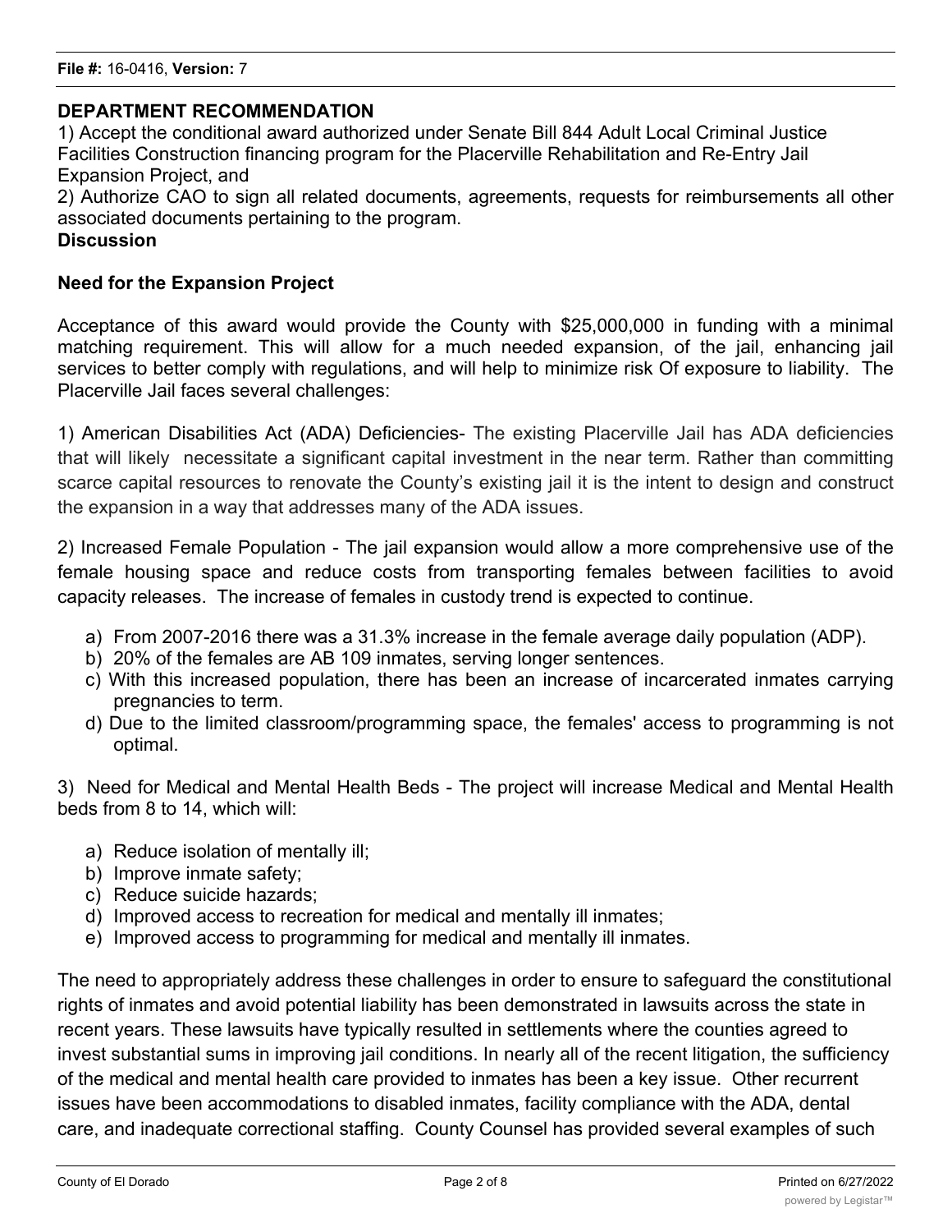**DEPARTMENT RECOMMENDATION**

1) Accept the conditional award authorized under Senate Bill 844 Adult Local Criminal Justice Facilities Construction financing program for the Placerville Rehabilitation and Re-Entry Jail Expansion Project, and

2) Authorize CAO to sign all related documents, agreements, requests for reimbursements all other associated documents pertaining to the program.

**Discussion**

**Need for the Expansion Project**

Acceptance of this award would provide the County with $25,000,000 in funding with a minimal matching requirement. This will allow for a much needed expansion, of the jail, enhancing jail services to better comply with regulations, and will help to minimize risk Of exposure to liability. The Placerville Jail faces several challenges:

1) American Disabilities Act (ADA) Deficiencies- The existing Placerville Jail has ADA deficiencies that will likely necessitate a significant capital investment in the near term. Rather than committing scarce capital resources to renovate the County's existing jail it is the intent to design and construct the expansion in a way that addresses many of the ADA issues.

2) Increased Female Population - The jail expansion would allow a more comprehensive use of the female housing space and reduce costs from transporting females between facilities to avoid capacity releases. The increase of females in custody trend is expected to continue.

a) From 2007-2016 there was a 31.3% increase in the female average daily population (ADP).
b) 20% of the females are AB 109 inmates, serving longer sentences.
c) With this increased population, there has been an increase of incarcerated inmates carrying pregnancies to term.
d) Due to the limited classroom/programming space, the females' access to programming is not optimal.

3) Need for Medical and Mental Health Beds - The project will increase Medical and Mental Health beds from 8 to 14, which will:

a) Reduce isolation of mentally ill;
b) Improve inmate safety;
c) Reduce suicide hazards;
d) Improved access to recreation for medical and mentally ill inmates;
e) Improved access to programming for medical and mentally ill inmates.

The need to appropriately address these challenges in order to ensure to safeguard the constitutional rights of inmates and avoid potential liability has been demonstrated in lawsuits across the state in recent years. These lawsuits have typically resulted in settlements where the counties agreed to invest substantial sums in improving jail conditions. In nearly all of the recent litigation, the sufficiency of the medical and mental health care provided to inmates has been a key issue. Other recurrent issues have been accommodations to disabled inmates, facility compliance with the ADA, dental care, and inadequate correctional staffing. County Counsel has provided several examples of such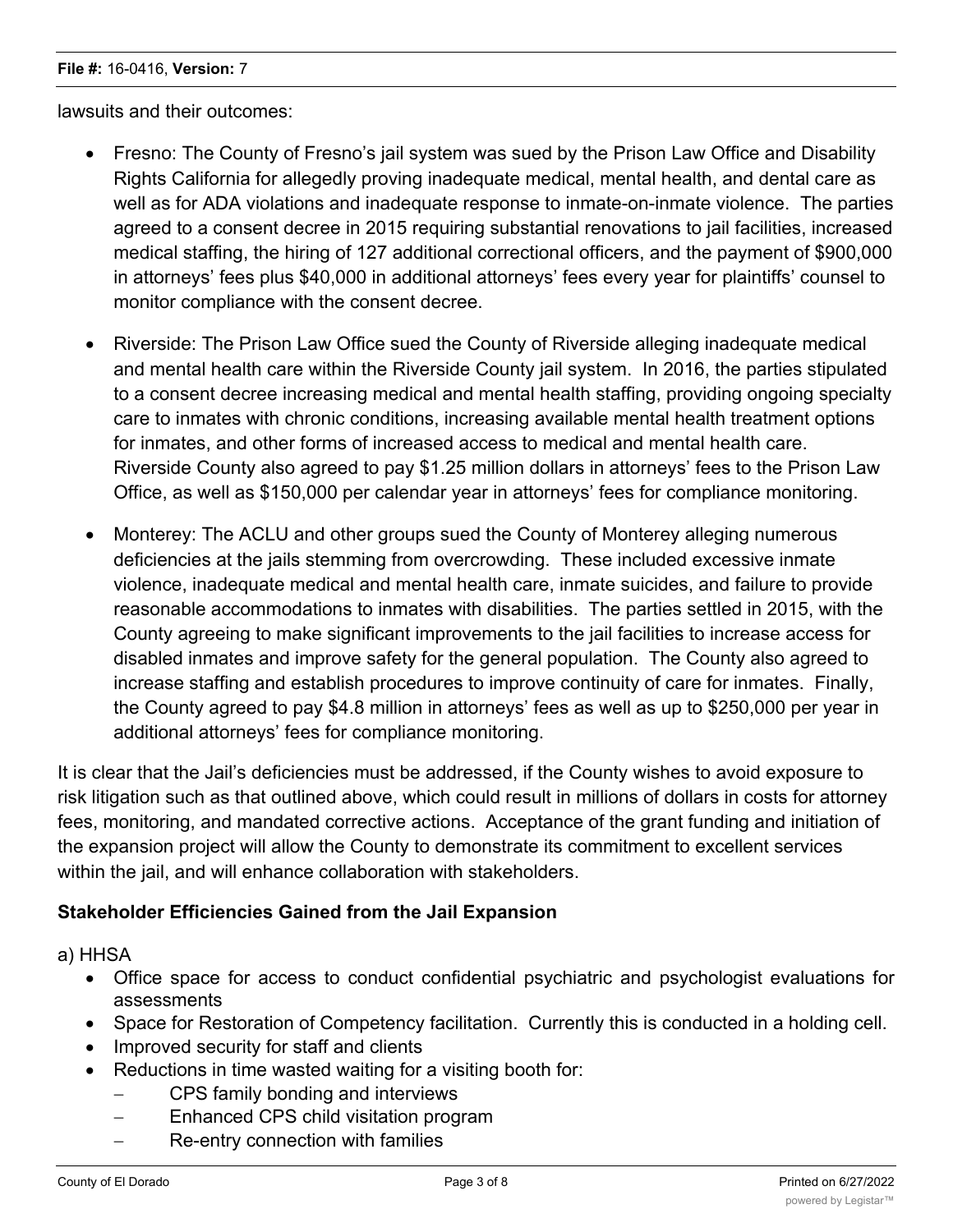lawsuits and their outcomes:

- Fresno: The County of Fresno's jail system was sued by the Prison Law Office and Disability Rights California for allegedly proving inadequate medical, mental health, and dental care as well as for ADA violations and inadequate response to inmate-on-inmate violence. The parties agreed to a consent decree in 2015 requiring substantial renovations to jail facilities, increased medical staffing, the hiring of 127 additional correctional officers, and the payment of $900,000 in attorneys' fees plus $40,000 in additional attorneys' fees every year for plaintiffs' counsel to monitor compliance with the consent decree.
- Riverside: The Prison Law Office sued the County of Riverside alleging inadequate medical and mental health care within the Riverside County jail system. In 2016, the parties stipulated to a consent decree increasing medical and mental health staffing, providing ongoing specialty care to inmates with chronic conditions, increasing available mental health treatment options for inmates, and other forms of increased access to medical and mental health care. Riverside County also agreed to pay $1.25 million dollars in attorneys' fees to the Prison Law Office, as well as $150,000 per calendar year in attorneys' fees for compliance monitoring.
- Monterey: The ACLU and other groups sued the County of Monterey alleging numerous deficiencies at the jails stemming from overcrowding. These included excessive inmate violence, inadequate medical and mental health care, inmate suicides, and failure to provide reasonable accommodations to inmates with disabilities. The parties settled in 2015, with the County agreeing to make significant improvements to the jail facilities to increase access for disabled inmates and improve safety for the general population. The County also agreed to increase staffing and establish procedures to improve continuity of care for inmates. Finally, the County agreed to pay $4.8 million in attorneys' fees as well as up to $250,000 per year in additional attorneys' fees for compliance monitoring.

It is clear that the Jail's deficiencies must be addressed, if the County wishes to avoid exposure to risk litigation such as that outlined above, which could result in millions of dollars in costs for attorney fees, monitoring, and mandated corrective actions. Acceptance of the grant funding and initiation of the expansion project will allow the County to demonstrate its commitment to excellent services within the jail, and will enhance collaboration with stakeholders.

**Stakeholder Efficiencies Gained from the Jail Expansion**

a) HHSA

- Office space for access to conduct confidential psychiatric and psychologist evaluations for assessments
- Space for Restoration of Competency facilitation. Currently this is conducted in a holding cell.
- Improved security for staff and clients
- Reductions in time wasted waiting for a visiting booth for:
  - CPS family bonding and interviews
  - Enhanced CPS child visitation program
  - Re-entry connection with families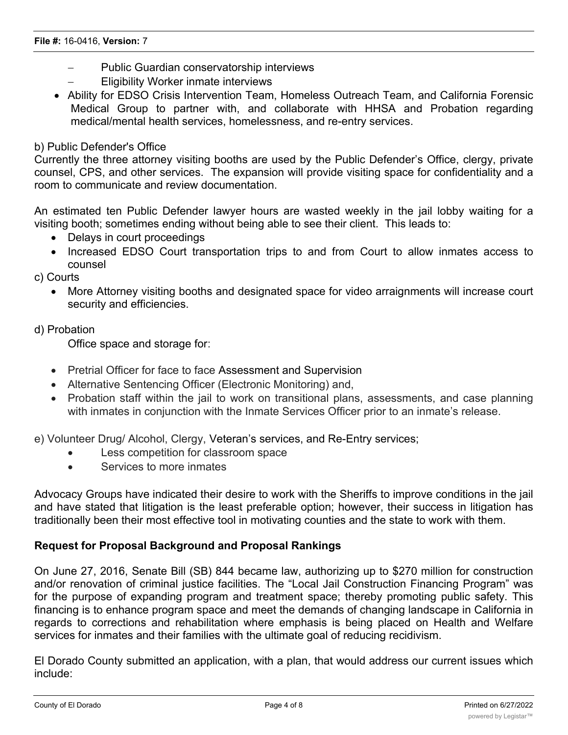- Public Guardian conservatorship interviews
- Eligibility Worker inmate interviews

- Ability for EDSO Crisis Intervention Team, Homeless Outreach Team, and California Forensic Medical Group to partner with, and collaborate with HHSA and Probation regarding medical/mental health services, homelessness, and re-entry services.

b) Public Defender's Office
Currently the three attorney visiting booths are used by the Public Defender's Office, clergy, private counsel, CPS, and other services. The expansion will provide visiting space for confidentiality and a room to communicate and review documentation.

An estimated ten Public Defender lawyer hours are wasted weekly in the jail lobby waiting for a visiting booth; sometimes ending without being able to see their client. This leads to:

- Delays in court proceedings
- Increased EDSO Court transportation trips to and from Court to allow inmates access to counsel

c) Courts

- More Attorney visiting booths and designated space for video arraignments will increase court security and efficiencies.

d) Probation

Office space and storage for:

- Pretrial Officer for face to face Assessment and Supervision
- Alternative Sentencing Officer (Electronic Monitoring) and,
- Probation staff within the jail to work on transitional plans, assessments, and case planning with inmates in conjunction with the Inmate Services Officer prior to an inmate's release.

e) Volunteer Drug/ Alcohol, Clergy, Veteran's services, and Re-Entry services;

- Less competition for classroom space
- Services to more inmates

Advocacy Groups have indicated their desire to work with the Sheriffs to improve conditions in the jail and have stated that litigation is the least preferable option; however, their success in litigation has traditionally been their most effective tool in motivating counties and the state to work with them.

**Request for Proposal Background and Proposal Rankings**

On June 27, 2016, Senate Bill (SB) 844 became law, authorizing up to $270 million for construction and/or renovation of criminal justice facilities. The "Local Jail Construction Financing Program" was for the purpose of expanding program and treatment space; thereby promoting public safety. This financing is to enhance program space and meet the demands of changing landscape in California in regards to corrections and rehabilitation where emphasis is being placed on Health and Welfare services for inmates and their families with the ultimate goal of reducing recidivism.

El Dorado County submitted an application, with a plan, that would address our current issues which include: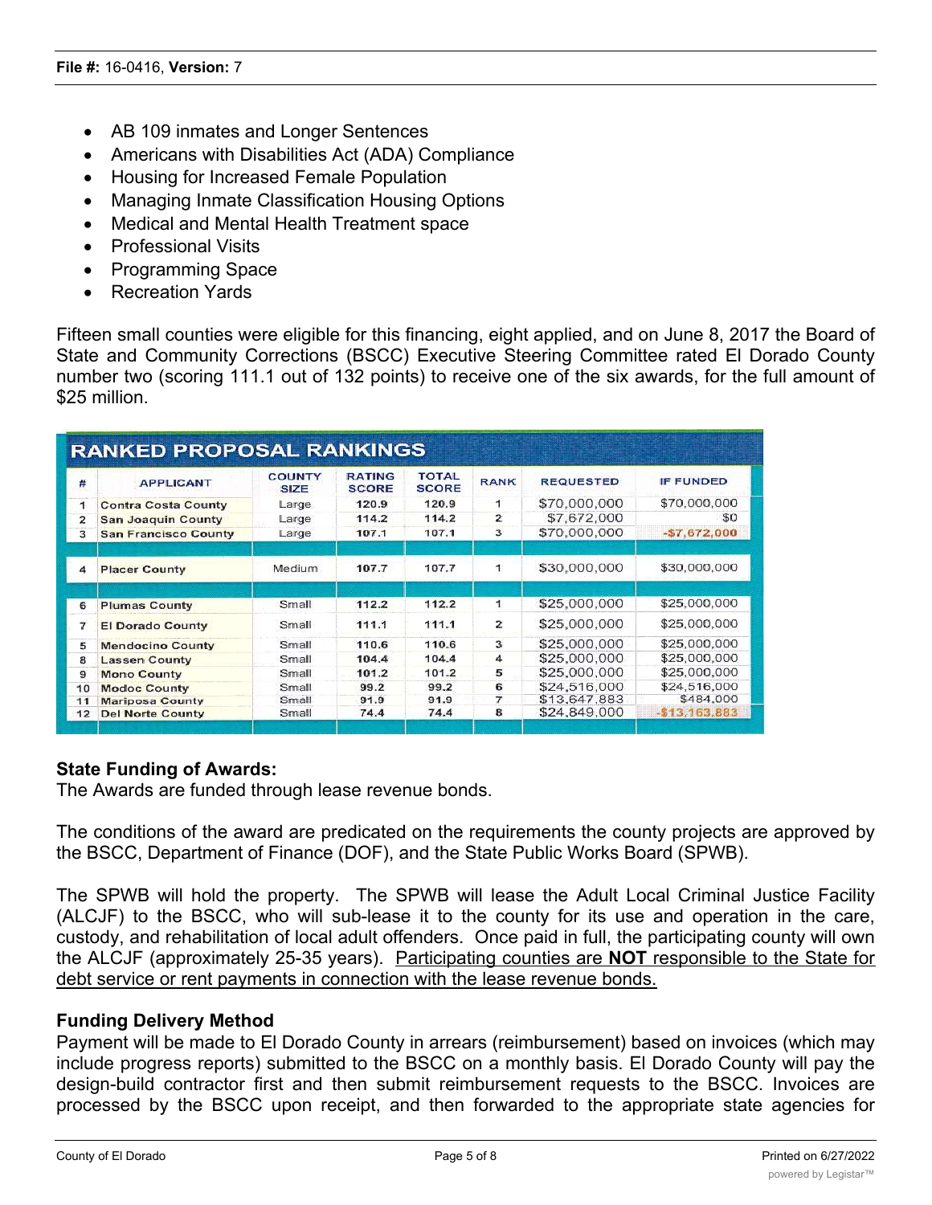- AB 109 inmates and Longer Sentences
- Americans with Disabilities Act (ADA) Compliance
- Housing for Increased Female Population
- Managing Inmate Classification Housing Options
- Medical and Mental Health Treatment space
- Professional Visits
- Programming Space
- Recreation Yards

Fifteen small counties were eligible for this financing, eight applied, and on June 8, 2017 the Board of State and Community Corrections (BSCC) Executive Steering Committee rated El Dorado County number two (scoring 111.1 out of 132 points) to receive one of the six awards, for the full amount of $25 million.

**RANKED PROPOSAL RANKINGS**

| # | APPLICANT | COUNTY SIZE | RATING SCORE | TOTAL SCORE | RANK | REQUESTED | IF FUNDED |
|---|---|---|---|---|---|---|---|
| 1 | Contra Costa County | Large | 120.9 | 120.9 | 1 | $70,000,000 | $70,000,000 |
| 2 | San Joaquin County | Large | 114.2 | 114.2 | 2 | $7,672,000 | $0 |
| 3 | San Francisco County | Large | 107.1 | 107.1 | 3 | $70,000,000 | -$7,672,000 |
| 4 | Placer County | Medium | 107.7 | 107.7 | 1 | $30,000,000 | $30,000,000 |
| 6 | Plumas County | Small | 112.2 | 112.2 | 1 | $25,000,000 | $25,000,000 |
| 7 | El Dorado County | Small | 111.1 | 111.1 | 2 | $25,000,000 | $25,000,000 |
| 5 | Mendocino County | Small | 110.6 | 110.6 | 3 | $25,000,000 | $25,000,000 |
| 8 | Lassen County | Small | 104.4 | 104.4 | 4 | $25,000,000 | $25,000,000 |
| 9 | Mono County | Small | 101.2 | 101.2 | 5 | $25,000,000 | $25,000,000 |
| 10 | Modoc County | Small | 99.2 | 99.2 | 6 | $24,516,000 | $24,516,000 |
| 11 | Mariposa County | Small | 91.9 | 91.9 | 7 | $13,647,883 | $484,000 |
| 12 | Del Norte County | Small | 74.4 | 74.4 | 8 | $24,849,000 | -$13,163,883 |

**State Funding of Awards:**
The Awards are funded through lease revenue bonds.

The conditions of the award are predicated on the requirements the county projects are approved by the BSCC, Department of Finance (DOF), and the State Public Works Board (SPWB).

The SPWB will hold the property. The SPWB will lease the Adult Local Criminal Justice Facility (ALCJF) to the BSCC, who will sub-lease it to the county for its use and operation in the care, custody, and rehabilitation of local adult offenders. Once paid in full, the participating county will own the ALCJF (approximately 25-35 years). Participating counties are **NOT** responsible to the State for debt service or rent payments in connection with the lease revenue bonds.

**Funding Delivery Method**
Payment will be made to El Dorado County in arrears (reimbursement) based on invoices (which may include progress reports) submitted to the BSCC on a monthly basis. El Dorado County will pay the design-build contractor first and then submit reimbursement requests to the BSCC. Invoices are processed by the BSCC upon receipt, and then forwarded to the appropriate state agencies for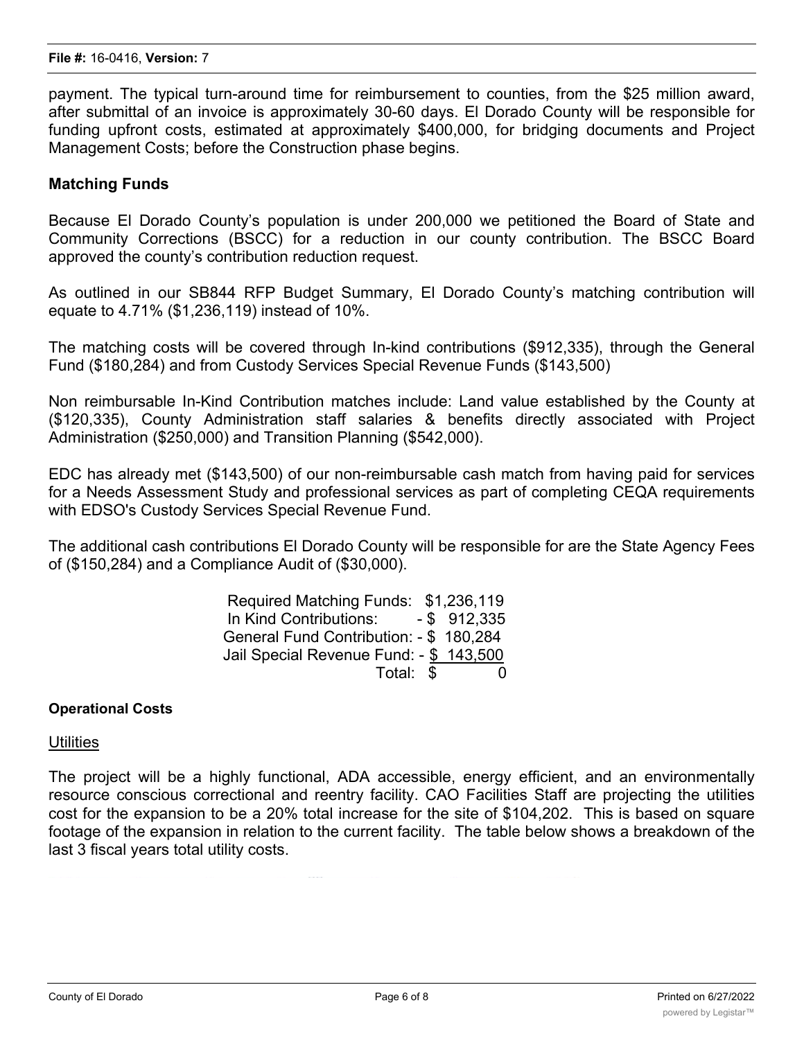payment. The typical turn-around time for reimbursement to counties, from the $25 million award, after submittal of an invoice is approximately 30-60 days. El Dorado County will be responsible for funding upfront costs, estimated at approximately $400,000, for bridging documents and Project Management Costs; before the Construction phase begins.

## Matching Funds

Because El Dorado County's population is under 200,000 we petitioned the Board of State and Community Corrections (BSCC) for a reduction in our county contribution. The BSCC Board approved the county's contribution reduction request.

As outlined in our SB844 RFP Budget Summary, El Dorado County's matching contribution will equate to 4.71% ($1,236,119) instead of 10%.

The matching costs will be covered through In-kind contributions ($912,335), through the General Fund ($180,284) and from Custody Services Special Revenue Funds ($143,500)

Non reimbursable In-Kind Contribution matches include: Land value established by the County at ($120,335), County Administration staff salaries & benefits directly associated with Project Administration ($250,000) and Transition Planning ($542,000).

EDC has already met ($143,500) of our non-reimbursable cash match from having paid for services for a Needs Assessment Study and professional services as part of completing CEQA requirements with EDSO's Custody Services Special Revenue Fund.

The additional cash contributions El Dorado County will be responsible for are the State Agency Fees of ($150,284) and a Compliance Audit of ($30,000).

| | |
|---|---|
| Required Matching Funds: | $1,236,119 |
| In Kind Contributions: | - $ 912,335 |
| General Fund Contribution: | - $ 180,284 |
| Jail Special Revenue Fund: | - $ 143,500 |
| Total: | $ 0 |

### Operational Costs

Utilities

The project will be a highly functional, ADA accessible, energy efficient, and an environmentally resource conscious correctional and reentry facility. CAO Facilities Staff are projecting the utilities cost for the expansion to be a 20% total increase for the site of $104,202. This is based on square footage of the expansion in relation to the current facility. The table below shows a breakdown of the last 3 fiscal years total utility costs.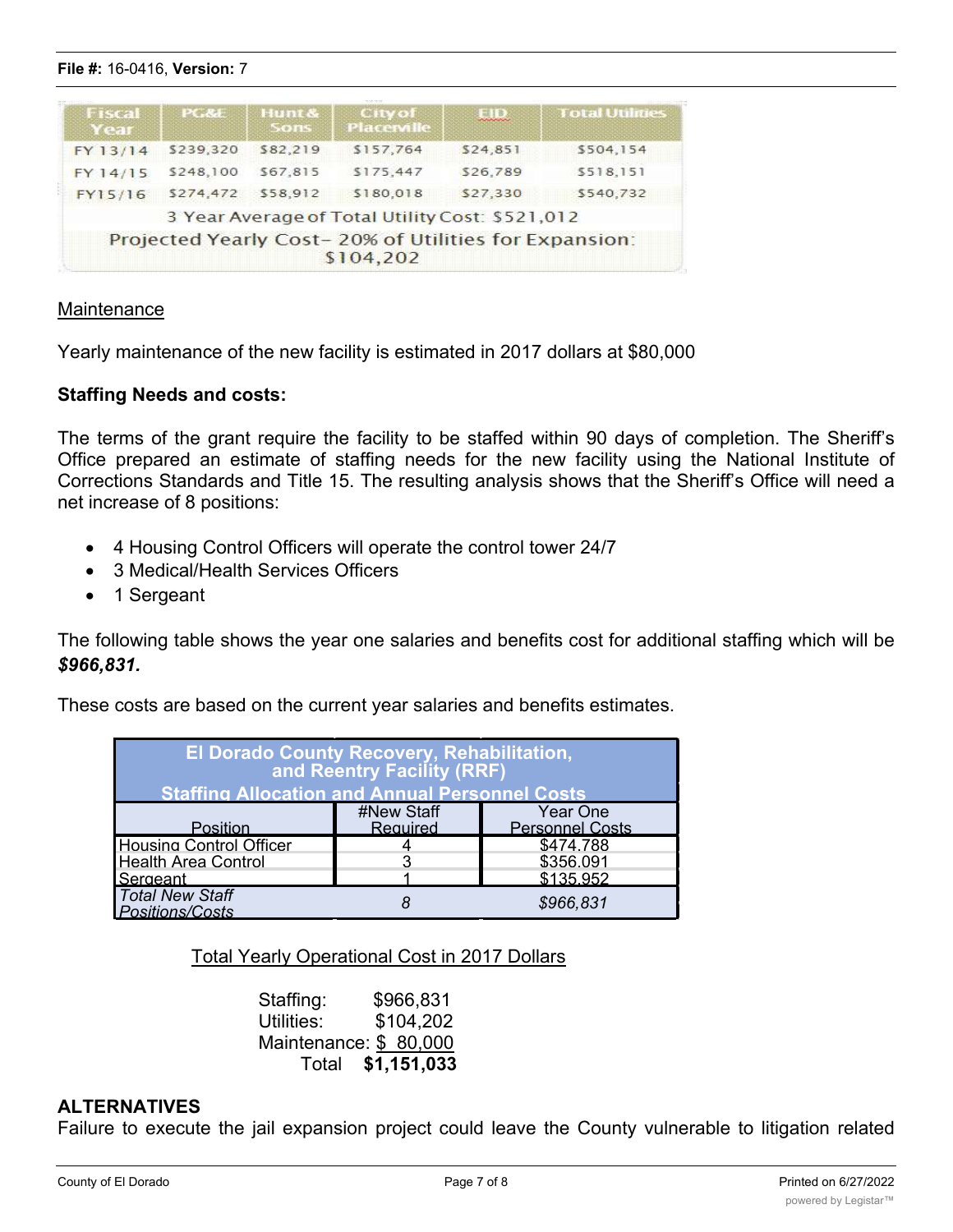File #: 16-0416, Version: 7

| Fiscal Year | PG&E | Hunt & Sons | City of Placerville | EID | Total Utilities |
|---|---|---|---|---|---|
| FY 13/14 | $239,320 | $82,219 | $157,764 | $24,851 | $504,154 |
| FY 14/15 | $248,100 | $67,815 | $175,447 | $26,789 | $518,151 |
| FY15/16 | $274,472 | $58,912 | $180,018 | $27,330 | $540,732 |
| 3 Year Average of Total Utility Cost: $521,012 | | | | | |
| Projected Yearly Cost– 20% of Utilities for Expansion: $104,202 | | | | | |

Maintenance

Yearly maintenance of the new facility is estimated in 2017 dollars at $80,000

**Staffing Needs and costs:**

The terms of the grant require the facility to be staffed within 90 days of completion. The Sheriff's Office prepared an estimate of staffing needs for the new facility using the National Institute of Corrections Standards and Title 15. The resulting analysis shows that the Sheriff's Office will need a net increase of 8 positions:

- 4 Housing Control Officers will operate the control tower 24/7
- 3 Medical/Health Services Officers
- 1 Sergeant

The following table shows the year one salaries and benefits cost for additional staffing which will be ***$966,831.***

These costs are based on the current year salaries and benefits estimates.

| El Dorado County Recovery, Rehabilitation, and Reentry Facility (RRF) Staffing Allocation and Annual Personnel Costs | | |
|---|---|---|
| Position | #New Staff Required | Year One Personnel Costs |
| Housing Control Officer | 4 | $474.788 |
| Health Area Control | 3 | $356.091 |
| Sergeant | 1 | $135.952 |
| *Total New Staff Positions/Costs* | *8* | *$966,831* |

Total Yearly Operational Cost in 2017 Dollars

Staffing: $966,831
Utilities: $104,202
Maintenance: $ 80,000
Total **$1,151,033**

**ALTERNATIVES**

Failure to execute the jail expansion project could leave the County vulnerable to litigation related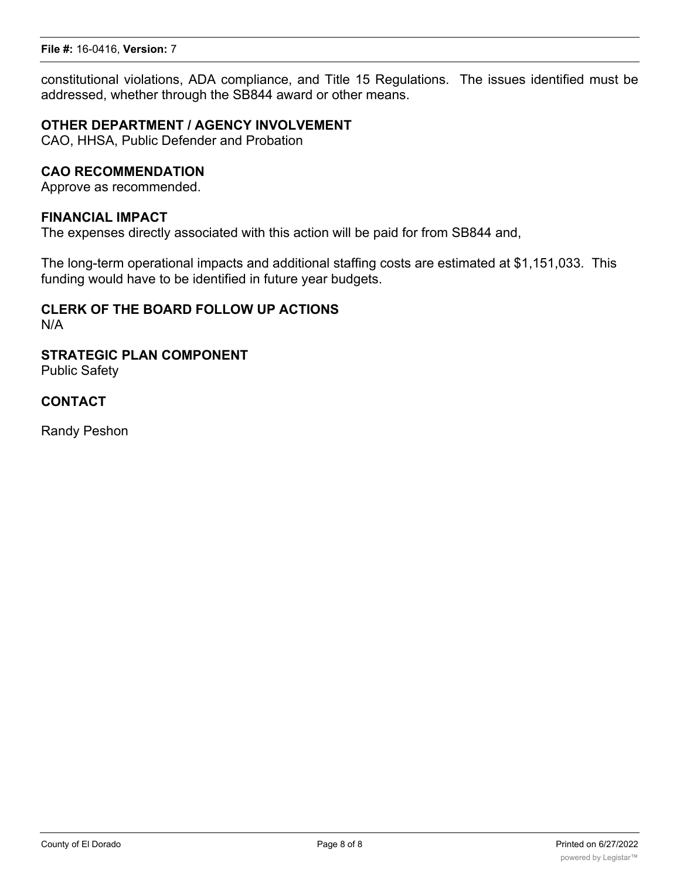constitutional violations, ADA compliance, and Title 15 Regulations. The issues identified must be addressed, whether through the SB844 award or other means.

**OTHER DEPARTMENT / AGENCY INVOLVEMENT**
CAO, HHSA, Public Defender and Probation

**CAO RECOMMENDATION**
Approve as recommended.

**FINANCIAL IMPACT**
The expenses directly associated with this action will be paid for from SB844 and,

The long-term operational impacts and additional staffing costs are estimated at $1,151,033. This funding would have to be identified in future year budgets.

**CLERK OF THE BOARD FOLLOW UP ACTIONS**
N/A

**STRATEGIC PLAN COMPONENT**
Public Safety

**CONTACT**

Randy Peshon